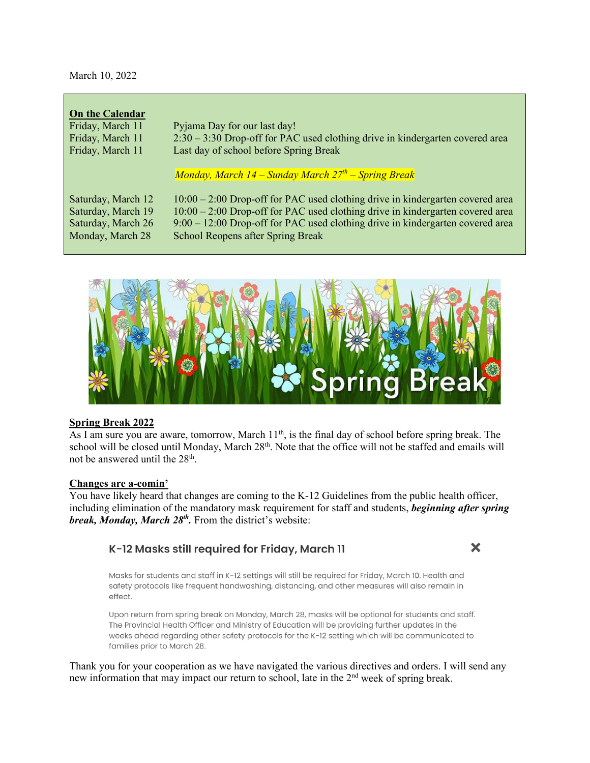March 10, 2022

**On the Calendar**

| | |
|---|---|
| Friday, March 11 | Pyjama Day for our last day! |
| Friday, March 11 | 2:30 – 3:30 Drop-off for PAC used clothing drive in kindergarten covered area |
| Friday, March 11 | Last day of school before Spring Break |
| | *Monday, March 14 – Sunday March 27th – Spring Break* |
| Saturday, March 12 | 10:00 – 2:00 Drop-off for PAC used clothing drive in kindergarten covered area |
| Saturday, March 19 | 10:00 – 2:00 Drop-off for PAC used clothing drive in kindergarten covered area |
| Saturday, March 26 | 9:00 – 12:00 Drop-off for PAC used clothing drive in kindergarten covered area |
| Monday, March 28 | School Reopens after Spring Break |

Spring Break

## Spring Break 2022

As I am sure you are aware, tomorrow, March 11th, is the final day of school before spring break. The school will be closed until Monday, March 28th. Note that the office will not be staffed and emails will not be answered until the 28th.

## Changes are a-comin'

You have likely heard that changes are coming to the K-12 Guidelines from the public health officer, including elimination of the mandatory mask requirement for staff and students, ***beginning after spring break, Monday, March 28th.*** From the district's website:

> **K-12 Masks still required for Friday, March 11**
>
> Masks for students and staff in K-12 settings will still be required for Friday, March 10. Health and safety protocols like frequent handwashing, distancing, and other measures will also remain in effect.
>
> Upon return from spring break on Monday, March 28, masks will be optional for students and staff. The Provincial Health Officer and Ministry of Education will be providing further updates in the weeks ahead regarding other safety protocols for the K-12 setting which will be communicated to families prior to March 28.

Thank you for your cooperation as we have navigated the various directives and orders. I will send any new information that may impact our return to school, late in the 2nd week of spring break.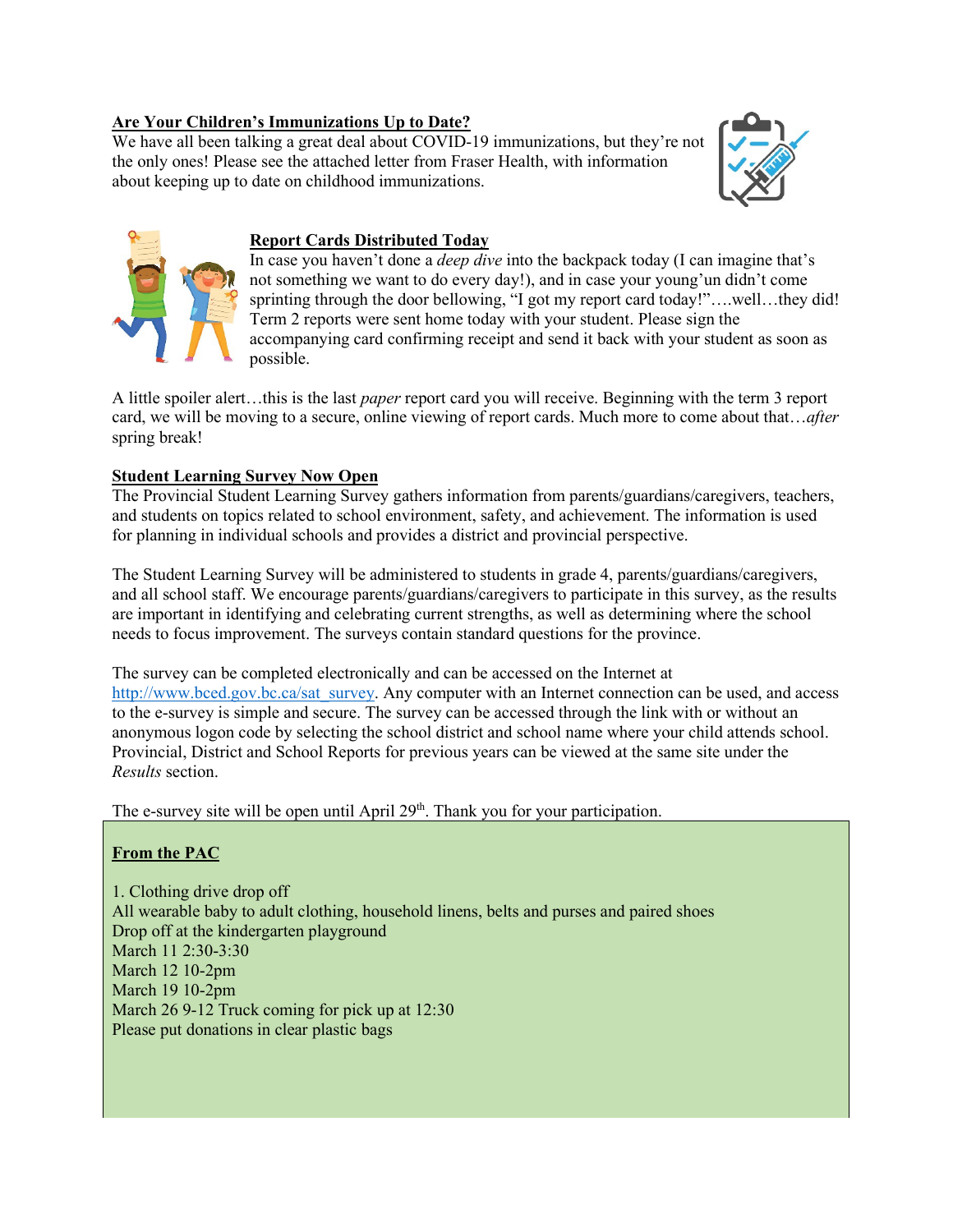## Are Your Children's Immunizations Up to Date?

We have all been talking a great deal about COVID-19 immunizations, but they're not the only ones! Please see the attached letter from Fraser Health, with information about keeping up to date on childhood immunizations.

## Report Cards Distributed Today

In case you haven't done a *deep dive* into the backpack today (I can imagine that's not something we want to do every day!), and in case your young'un didn't come sprinting through the door bellowing, "I got my report card today!"….well…they did! Term 2 reports were sent home today with your student. Please sign the accompanying card confirming receipt and send it back with your student as soon as possible.

A little spoiler alert…this is the last *paper* report card you will receive. Beginning with the term 3 report card, we will be moving to a secure, online viewing of report cards. Much more to come about that…*after* spring break!

## Student Learning Survey Now Open

The Provincial Student Learning Survey gathers information from parents/guardians/caregivers, teachers, and students on topics related to school environment, safety, and achievement. The information is used for planning in individual schools and provides a district and provincial perspective.

The Student Learning Survey will be administered to students in grade 4, parents/guardians/caregivers, and all school staff. We encourage parents/guardians/caregivers to participate in this survey, as the results are important in identifying and celebrating current strengths, as well as determining where the school needs to focus improvement. The surveys contain standard questions for the province.

The survey can be completed electronically and can be accessed on the Internet at http://www.bced.gov.bc.ca/sat_survey. Any computer with an Internet connection can be used, and access to the e-survey is simple and secure. The survey can be accessed through the link with or without an anonymous logon code by selecting the school district and school name where your child attends school. Provincial, District and School Reports for previous years can be viewed at the same site under the *Results* section.

The e-survey site will be open until April 29th. Thank you for your participation.

## From the PAC

1. Clothing drive drop off
All wearable baby to adult clothing, household linens, belts and purses and paired shoes
Drop off at the kindergarten playground
March 11 2:30-3:30
March 12 10-2pm
March 19 10-2pm
March 26 9-12 Truck coming for pick up at 12:30
Please put donations in clear plastic bags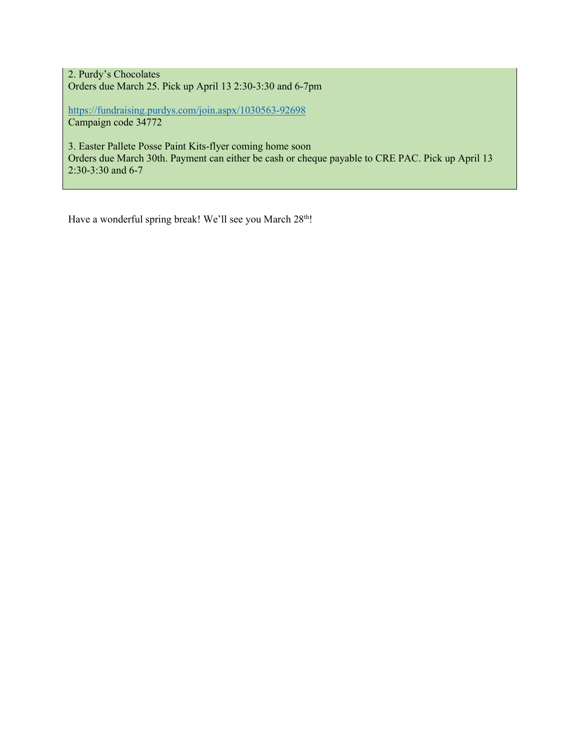2. Purdy's Chocolates
Orders due March 25. Pick up April 13 2:30-3:30 and 6-7pm

https://fundraising.purdys.com/join.aspx/1030563-92698
Campaign code 34772

3. Easter Pallete Posse Paint Kits-flyer coming home soon
Orders due March 30th. Payment can either be cash or cheque payable to CRE PAC. Pick up April 13 2:30-3:30 and 6-7

Have a wonderful spring break! We'll see you March 28th!